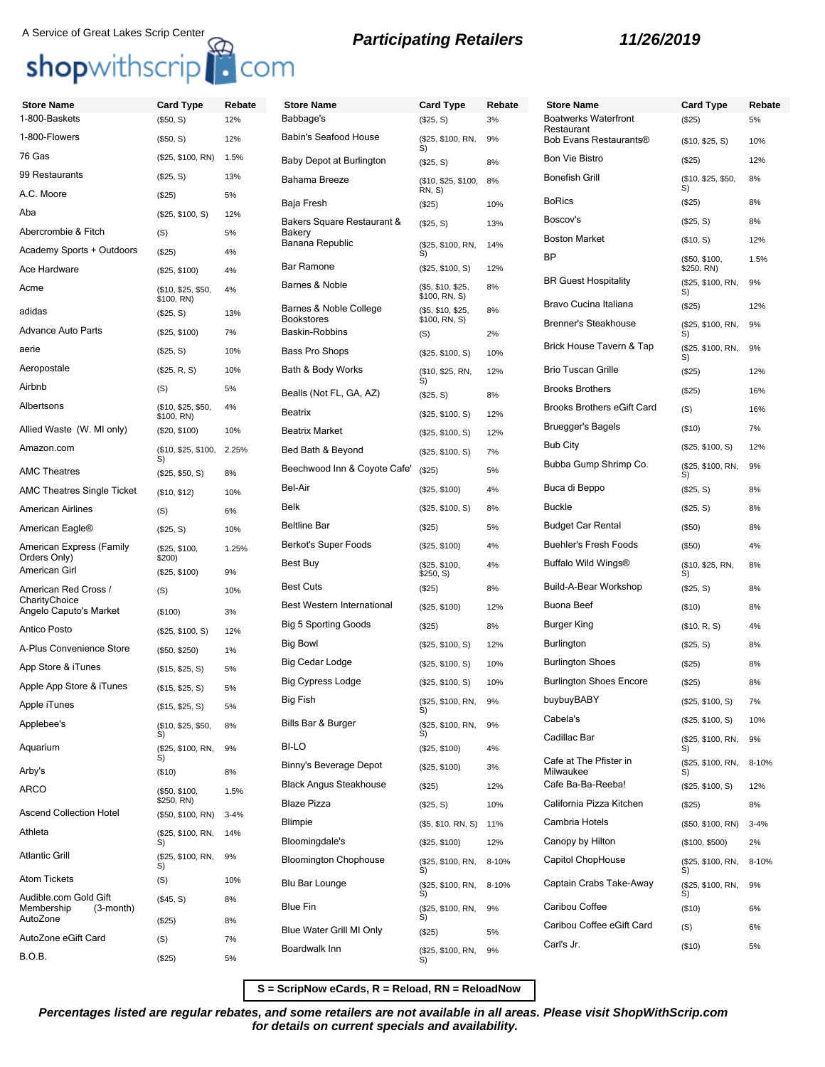A Service of Great Lakes Scrip Center

shopwithscrip.com

## Participating Retailers

**11/26/2019**

| Store Name | Card Type | Rebate |
|---|---|---|
| 1-800-Baskets | ($50, S) | 12% |
| 1-800-Flowers | ($50, S) | 12% |
| 76 Gas | ($25, $100, RN) | 1.5% |
| 99 Restaurants | ($25, S) | 13% |
| A.C. Moore | ($25) | 5% |
| Aba | ($25, $100, S) | 12% |
| Abercrombie & Fitch | (S) | 5% |
| Academy Sports + Outdoors | ($25) | 4% |
| Ace Hardware | ($25, $100) | 4% |
| Acme | ($10, $25, $50, $100, RN) | 4% |
| adidas | ($25, S) | 13% |
| Advance Auto Parts | ($25, $100) | 7% |
| aerie | ($25, S) | 10% |
| Aeropostale | ($25, R, S) | 10% |
| Airbnb | (S) | 5% |
| Albertsons | ($10, $25, $50, $100, RN) | 4% |
| Allied Waste (W. MI only) | ($20, $100) | 10% |
| Amazon.com | ($10, $25, $100, S) | 2.25% |
| AMC Theatres | ($25, $50, S) | 8% |
| AMC Theatres Single Ticket | ($10, $12) | 10% |
| American Airlines | (S) | 6% |
| American Eagle® | ($25, S) | 10% |
| American Express (Family Orders Only) | ($25, $100, $200) | 1.25% |
| American Girl | ($25, $100) | 9% |
| American Red Cross / CharityChoice | (S) | 10% |
| Angelo Caputo's Market | ($100) | 3% |
| Antico Posto | ($25, $100, S) | 12% |
| A-Plus Convenience Store | ($50, $250) | 1% |
| App Store & iTunes | ($15, $25, S) | 5% |
| Apple App Store & iTunes | ($15, $25, S) | 5% |
| Apple iTunes | ($15, $25, S) | 5% |
| Applebee's | ($10, $25, $50, S) | 8% |
| Aquarium | ($25, $100, RN, S) | 9% |
| Arby's | ($10) | 8% |
| ARCO | ($50, $100, $250, RN) | 1.5% |
| Ascend Collection Hotel | ($50, $100, RN) | 3-4% |
| Athleta | ($25, $100, RN, S) | 14% |
| Atlantic Grill | ($25, $100, RN, S) | 9% |
| Atom Tickets | (S) | 10% |
| Audible.com Gold Gift Membership (3-month) | ($45, S) | 8% |
| AutoZone | ($25) | 8% |
| AutoZone eGift Card | (S) | 7% |
| B.O.B. | ($25) | 5% |
| Babbage's | ($25, S) | 3% |
| Babin's Seafood House | ($25, $100, RN, S) | 9% |
| Baby Depot at Burlington | ($25, S) | 8% |
| Bahama Breeze | ($10, $25, $100, RN, S) | 8% |
| Baja Fresh | ($25) | 10% |
| Bakers Square Restaurant & Bakery | ($25, S) | 13% |
| Banana Republic | ($25, $100, RN, S) | 14% |
| Bar Ramone | ($25, $100, S) | 12% |
| Barnes & Noble | ($5, $10, $25, $100, RN, S) | 8% |
| Barnes & Noble College Bookstores | ($5, $10, $25, $100, RN, S) | 8% |
| Baskin-Robbins | (S) | 2% |
| Bass Pro Shops | ($25, $100, S) | 10% |
| Bath & Body Works | ($10, $25, RN, S) | 12% |
| Bealls (Not FL, GA, AZ) | ($25, S) | 8% |
| Beatrix | ($25, $100, S) | 12% |
| Beatrix Market | ($25, $100, S) | 12% |
| Bed Bath & Beyond | ($25, $100, S) | 7% |
| Beechwood Inn & Coyote Cafe' | ($25) | 5% |
| Bel-Air | ($25, $100) | 4% |
| Belk | ($25, $100, S) | 8% |
| Beltline Bar | ($25) | 5% |
| Berkot's Super Foods | ($25, $100) | 4% |
| Best Buy | ($25, $100, $250, S) | 4% |
| Best Cuts | ($25) | 8% |
| Best Western International | ($25, $100) | 12% |
| Big 5 Sporting Goods | ($25) | 8% |
| Big Bowl | ($25, $100, S) | 12% |
| Big Cedar Lodge | ($25, $100, S) | 10% |
| Big Cypress Lodge | ($25, $100, S) | 10% |
| Big Fish | ($25, $100, RN, S) | 9% |
| Bills Bar & Burger | ($25, $100, RN, S) | 9% |
| BI-LO | ($25, $100) | 4% |
| Binny's Beverage Depot | ($25, $100) | 3% |
| Black Angus Steakhouse | ($25) | 12% |
| Blaze Pizza | ($25, S) | 10% |
| Blimpie | ($5, $10, RN, S) | 11% |
| Bloomingdale's | ($25, $100) | 12% |
| Bloomington Chophouse | ($25, $100, RN, S) | 8-10% |
| Blu Bar Lounge | ($25, $100, RN, S) | 8-10% |
| Blue Fin | ($25, $100, RN, S) | 9% |
| Blue Water Grill MI Only | ($25) | 5% |
| Boardwalk Inn | ($25, $100, RN, S) | 9% |
| Boatwerks Waterfront Restaurant | ($25) | 5% |
| Bob Evans Restaurants® | ($10, $25, S) | 10% |
| Bon Vie Bistro | ($25) | 12% |
| Bonefish Grill | ($10, $25, $50, S) | 8% |
| BoRics | ($25) | 8% |
| Boscov's | ($25, S) | 8% |
| Boston Market | ($10, S) | 12% |
| BP | ($50, $100, $250, RN) | 1.5% |
| BR Guest Hospitality | ($25, $100, RN, S) | 9% |
| Bravo Cucina Italiana | ($25) | 12% |
| Brenner's Steakhouse | ($25, $100, RN, S) | 9% |
| Brick House Tavern & Tap | ($25, $100, RN, S) | 9% |
| Brio Tuscan Grille | ($25) | 12% |
| Brooks Brothers | ($25) | 16% |
| Brooks Brothers eGift Card | (S) | 16% |
| Bruegger's Bagels | ($10) | 7% |
| Bub City | ($25, $100, S) | 12% |
| Bubba Gump Shrimp Co. | ($25, $100, RN, S) | 9% |
| Buca di Beppo | ($25, S) | 8% |
| Buckle | ($25, S) | 8% |
| Budget Car Rental | ($50) | 8% |
| Buehler's Fresh Foods | ($50) | 4% |
| Buffalo Wild Wings® | ($10, $25, RN, S) | 8% |
| Build-A-Bear Workshop | ($25, S) | 8% |
| Buona Beef | ($10) | 8% |
| Burger King | ($10, R, S) | 4% |
| Burlington | ($25, S) | 8% |
| Burlington Shoes | ($25) | 8% |
| Burlington Shoes Encore | ($25) | 8% |
| buybuyBABY | ($25, $100, S) | 7% |
| Cabela's | ($25, $100, S) | 10% |
| Cadillac Bar | ($25, $100, RN, S) | 9% |
| Cafe at The Pfister in Milwaukee | ($25, $100, RN, S) | 8-10% |
| Cafe Ba-Ba-Reeba! | ($25, $100, S) | 12% |
| California Pizza Kitchen | ($25) | 8% |
| Cambria Hotels | ($50, $100, RN) | 3-4% |
| Canopy by Hilton | ($100, $500) | 2% |
| Capitol ChopHouse | ($25, $100, RN, S) | 8-10% |
| Captain Crabs Take-Away | ($25, $100, RN, S) | 9% |
| Caribou Coffee | ($10) | 6% |
| Caribou Coffee eGift Card | (S) | 6% |
| Carl's Jr. | ($10) | 5% |

**S = ScripNow eCards, R = Reload, RN = ReloadNow**

***Percentages listed are regular rebates, and some retailers are not available in all areas. Please visit ShopWithScrip.com for details on current specials and availability.***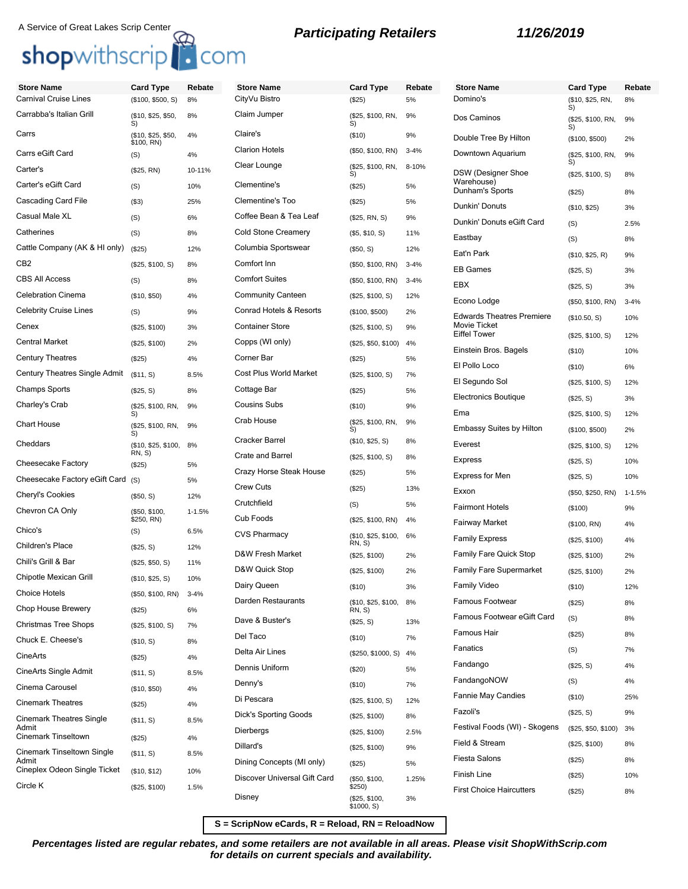A Service of Great Lakes Scrip Center

shopwithscrip.com

**Participating Retailers** **11/26/2019**

| Store Name | Card Type | Rebate |
|---|---|---|
| Carnival Cruise Lines | ($100, $500, S) | 8% |
| Carrabba's Italian Grill | ($10, $25, $50, S) | 8% |
| Carrs | ($10, $25, $50, $100, RN) | 4% |
| Carrs eGift Card | (S) | 4% |
| Carter's | ($25, RN) | 10-11% |
| Carter's eGift Card | (S) | 10% |
| Cascading Card File | ($3) | 25% |
| Casual Male XL | (S) | 6% |
| Catherines | (S) | 8% |
| Cattle Company (AK & HI only) | ($25) | 12% |
| CB2 | ($25, $100, S) | 8% |
| CBS All Access | (S) | 8% |
| Celebration Cinema | ($10, $50) | 4% |
| Celebrity Cruise Lines | (S) | 9% |
| Cenex | ($25, $100) | 3% |
| Central Market | ($25, $100) | 2% |
| Century Theatres | ($25) | 4% |
| Century Theatres Single Admit | ($11, S) | 8.5% |
| Champs Sports | ($25, S) | 8% |
| Charley's Crab | ($25, $100, RN, S) | 9% |
| Chart House | ($25, $100, RN, S) | 9% |
| Cheddars | ($10, $25, $100, RN, S) | 8% |
| Cheesecake Factory | ($25) | 5% |
| Cheesecake Factory eGift Card | (S) | 5% |
| Cheryl's Cookies | ($50, S) | 12% |
| Chevron CA Only | ($50, $100, $250, RN) | 1-1.5% |
| Chico's | (S) | 6.5% |
| Children's Place | ($25, S) | 12% |
| Chili's Grill & Bar | ($25, $50, S) | 11% |
| Chipotle Mexican Grill | ($10, $25, S) | 10% |
| Choice Hotels | ($50, $100, RN) | 3-4% |
| Chop House Brewery | ($25) | 6% |
| Christmas Tree Shops | ($25, $100, S) | 7% |
| Chuck E. Cheese's | ($10, S) | 8% |
| CineArts | ($25) | 4% |
| CineArts Single Admit | ($11, S) | 8.5% |
| Cinema Carousel | ($10, $50) | 4% |
| Cinemark Theatres | ($25) | 4% |
| Cinemark Theatres Single Admit | ($11, S) | 8.5% |
| Cinemark Tinseltown | ($25) | 4% |
| Cinemark Tinseltown Single Admit | ($11, S) | 8.5% |
| Cineplex Odeon Single Ticket | ($10, $12) | 10% |
| Circle K | ($25, $100) | 1.5% |
| CityVu Bistro | ($25) | 5% |
| Claim Jumper | ($25, $100, RN, S) | 9% |
| Claire's | ($10) | 9% |
| Clarion Hotels | ($50, $100, RN) | 3-4% |
| Clear Lounge | ($25, $100, RN, S) | 8-10% |
| Clementine's | ($25) | 5% |
| Clementine's Too | ($25) | 5% |
| Coffee Bean & Tea Leaf | ($25, RN, S) | 9% |
| Cold Stone Creamery | ($5, $10, S) | 11% |
| Columbia Sportswear | ($50, S) | 12% |
| Comfort Inn | ($50, $100, RN) | 3-4% |
| Comfort Suites | ($50, $100, RN) | 3-4% |
| Community Canteen | ($25, $100, S) | 12% |
| Conrad Hotels & Resorts | ($100, $500) | 2% |
| Container Store | ($25, $100, S) | 9% |
| Copps (WI only) | ($25, $50, $100) | 4% |
| Corner Bar | ($25) | 5% |
| Cost Plus World Market | ($25, $100, S) | 7% |
| Cottage Bar | ($25) | 5% |
| Cousins Subs | ($10) | 9% |
| Crab House | ($25, $100, RN, S) | 9% |
| Cracker Barrel | ($10, $25, S) | 8% |
| Crate and Barrel | ($25, $100, S) | 8% |
| Crazy Horse Steak House | ($25) | 5% |
| Crew Cuts | ($25) | 13% |
| Crutchfield | (S) | 5% |
| Cub Foods | ($25, $100, RN) | 4% |
| CVS Pharmacy | ($10, $25, $100, RN, S) | 6% |
| D&W Fresh Market | ($25, $100) | 2% |
| D&W Quick Stop | ($25, $100) | 2% |
| Dairy Queen | ($10) | 3% |
| Darden Restaurants | ($10, $25, $100, RN, S) | 8% |
| Dave & Buster's | ($25, S) | 13% |
| Del Taco | ($10) | 7% |
| Delta Air Lines | ($250, $1000, S) | 4% |
| Dennis Uniform | ($20) | 5% |
| Denny's | ($10) | 7% |
| Di Pescara | ($25, $100, S) | 12% |
| Dick's Sporting Goods | ($25, $100) | 8% |
| Dierbergs | ($25, $100) | 2.5% |
| Dillard's | ($25, $100) | 9% |
| Dining Concepts (MI only) | ($25) | 5% |
| Discover Universal Gift Card | ($50, $100, $250) | 1.25% |
| Disney | ($25, $100, $1000, S) | 3% |
| Domino's | ($10, $25, RN, S) | 8% |
| Dos Caminos | ($25, $100, RN, S) | 9% |
| Double Tree By Hilton | ($100, $500) | 2% |
| Downtown Aquarium | ($25, $100, RN, S) | 9% |
| DSW (Designer Shoe Warehouse) | ($25, $100, S) | 8% |
| Dunham's Sports | ($25) | 8% |
| Dunkin' Donuts | ($10, $25) | 3% |
| Dunkin' Donuts eGift Card | (S) | 2.5% |
| Eastbay | (S) | 8% |
| Eat'n Park | ($10, $25, R) | 9% |
| EB Games | ($25, S) | 3% |
| EBX | ($25, S) | 3% |
| Econo Lodge | ($50, $100, RN) | 3-4% |
| Edwards Theatres Premiere Movie Ticket | ($10.50, S) | 10% |
| Eiffel Tower | ($25, $100, S) | 12% |
| Einstein Bros. Bagels | ($10) | 10% |
| El Pollo Loco | ($10) | 6% |
| El Segundo Sol | ($25, $100, S) | 12% |
| Electronics Boutique | ($25, S) | 3% |
| Ema | ($25, $100, S) | 12% |
| Embassy Suites by Hilton | ($100, $500) | 2% |
| Everest | ($25, $100, S) | 12% |
| Express | ($25, S) | 10% |
| Express for Men | ($25, S) | 10% |
| Exxon | ($50, $250, RN) | 1-1.5% |
| Fairmont Hotels | ($100) | 9% |
| Fairway Market | ($100, RN) | 4% |
| Family Express | ($25, $100) | 4% |
| Family Fare Quick Stop | ($25, $100) | 2% |
| Family Fare Supermarket | ($25, $100) | 2% |
| Family Video | ($10) | 12% |
| Famous Footwear | ($25) | 8% |
| Famous Footwear eGift Card | (S) | 8% |
| Famous Hair | ($25) | 8% |
| Fanatics | (S) | 7% |
| Fandango | ($25, S) | 4% |
| FandangoNOW | (S) | 4% |
| Fannie May Candies | ($10) | 25% |
| Fazoli's | ($25, S) | 9% |
| Festival Foods (WI) - Skogens | ($25, $50, $100) | 3% |
| Field & Stream | ($25, $100) | 8% |
| Fiesta Salons | ($25) | 8% |
| Finish Line | ($25) | 10% |
| First Choice Haircutters | ($25) | 8% |

**S = ScripNow eCards, R = Reload, RN = ReloadNow**

***Percentages listed are regular rebates, and some retailers are not available in all areas. Please visit ShopWithScrip.com for details on current specials and availability.***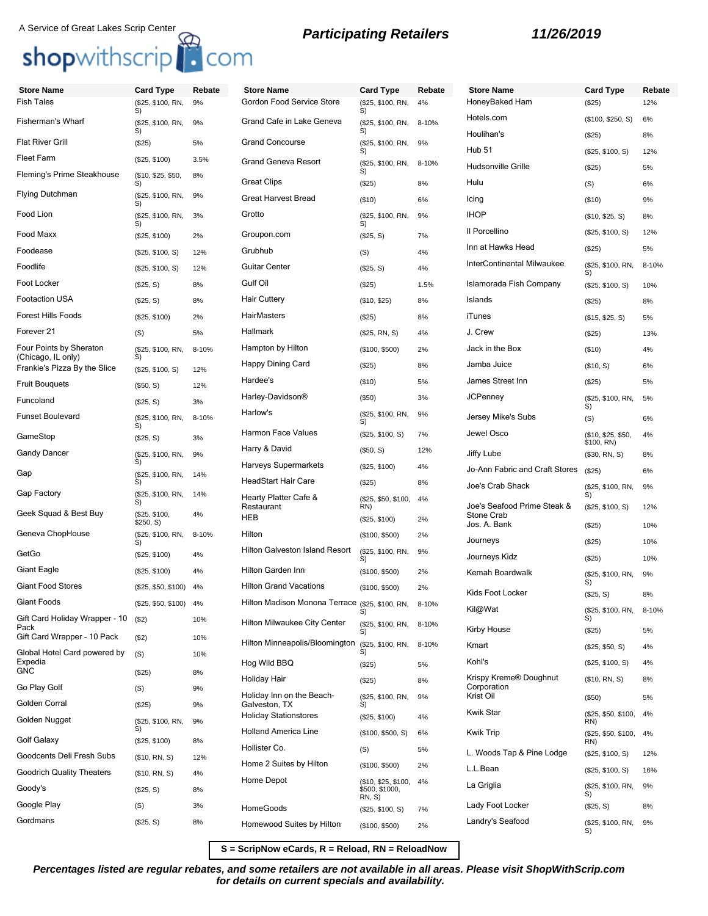A Service of Great Lakes Scrip Center

shopwithscrip.com

**Participating Retailers** **11/26/2019**

| Store Name | Card Type | Rebate |
|---|---|---|
| Fish Tales | ($25, $100, RN, S) | 9% |
| Fisherman's Wharf | ($25, $100, RN, S) | 9% |
| Flat River Grill | ($25) | 5% |
| Fleet Farm | ($25, $100) | 3.5% |
| Fleming's Prime Steakhouse | ($10, $25, $50, S) | 8% |
| Flying Dutchman | ($25, $100, RN, S) | 9% |
| Food Lion | ($25, $100, RN, S) | 3% |
| Food Maxx | ($25, $100) | 2% |
| Foodease | ($25, $100, S) | 12% |
| Foodlife | ($25, $100, S) | 12% |
| Foot Locker | ($25, S) | 8% |
| Footaction USA | ($25, S) | 8% |
| Forest Hills Foods | ($25, $100) | 2% |
| Forever 21 | (S) | 5% |
| Four Points by Sheraton (Chicago, IL only) | ($25, $100, RN, S) | 8-10% |
| Frankie's Pizza By the Slice | ($25, $100, S) | 12% |
| Fruit Bouquets | ($50, S) | 12% |
| Funcoland | ($25, S) | 3% |
| Funset Boulevard | ($25, $100, RN, S) | 8-10% |
| GameStop | ($25, S) | 3% |
| Gandy Dancer | ($25, $100, RN, S) | 9% |
| Gap | ($25, $100, RN, S) | 14% |
| Gap Factory | ($25, $100, RN, S) | 14% |
| Geek Squad & Best Buy | ($25, $100, $250, S) | 4% |
| Geneva ChopHouse | ($25, $100, RN, S) | 8-10% |
| GetGo | ($25, $100) | 4% |
| Giant Eagle | ($25, $100) | 4% |
| Giant Food Stores | ($25, $50, $100) | 4% |
| Giant Foods | ($25, $50, $100) | 4% |
| Gift Card Holiday Wrapper - 10 Pack | ($2) | 10% |
| Gift Card Wrapper - 10 Pack | ($2) | 10% |
| Global Hotel Card powered by Expedia | (S) | 10% |
| GNC | ($25) | 8% |
| Go Play Golf | (S) | 9% |
| Golden Corral | ($25) | 9% |
| Golden Nugget | ($25, $100, RN, S) | 9% |
| Golf Galaxy | ($25, $100) | 8% |
| Goodcents Deli Fresh Subs | ($10, RN, S) | 12% |
| Goodrich Quality Theaters | ($10, RN, S) | 4% |
| Goody's | ($25, S) | 8% |
| Google Play | (S) | 3% |
| Gordmans | ($25, S) | 8% |
| Gordon Food Service Store | ($25, $100, RN, S) | 4% |
| Grand Cafe in Lake Geneva | ($25, $100, RN, S) | 8-10% |
| Grand Concourse | ($25, $100, RN, S) | 9% |
| Grand Geneva Resort | ($25, $100, RN, S) | 8-10% |
| Great Clips | ($25) | 8% |
| Great Harvest Bread | ($10) | 6% |
| Grotto | ($25, $100, RN, S) | 9% |
| Groupon.com | ($25, S) | 7% |
| Grubhub | (S) | 4% |
| Guitar Center | ($25, S) | 4% |
| Gulf Oil | ($25) | 1.5% |
| Hair Cuttery | ($10, $25) | 8% |
| HairMasters | ($25) | 8% |
| Hallmark | ($25, RN, S) | 4% |
| Hampton by Hilton | ($100, $500) | 2% |
| Happy Dining Card | ($25) | 8% |
| Hardee's | ($10) | 5% |
| Harley-Davidson® | ($50) | 3% |
| Harlow's | ($25, $100, RN, S) | 9% |
| Harmon Face Values | ($25, $100, S) | 7% |
| Harry & David | ($50, S) | 12% |
| Harveys Supermarkets | ($25, $100) | 4% |
| HeadStart Hair Care | ($25) | 8% |
| Hearty Platter Cafe & Restaurant | ($25, $50, $100, RN) | 4% |
| HEB | ($25, $100) | 2% |
| Hilton | ($100, $500) | 2% |
| Hilton Galveston Island Resort | ($25, $100, RN, S) | 9% |
| Hilton Garden Inn | ($100, $500) | 2% |
| Hilton Grand Vacations | ($100, $500) | 2% |
| Hilton Madison Monona Terrace | ($25, $100, RN, S) | 8-10% |
| Hilton Milwaukee City Center | ($25, $100, RN, S) | 8-10% |
| Hilton Minneapolis/Bloomington | ($25, $100, RN, S) | 8-10% |
| Hog Wild BBQ | ($25) | 5% |
| Holiday Hair | ($25) | 8% |
| Holiday Inn on the Beach-Galveston, TX | ($25, $100, RN, S) | 9% |
| Holiday Stationstores | ($25, $100) | 4% |
| Holland America Line | ($100, $500, S) | 6% |
| Hollister Co. | (S) | 5% |
| Home 2 Suites by Hilton | ($100, $500) | 2% |
| Home Depot | ($10, $25, $100, $500, $1000, RN, S) | 4% |
| HomeGoods | ($25, $100, S) | 7% |
| Homewood Suites by Hilton | ($100, $500) | 2% |
| HoneyBaked Ham | ($25) | 12% |
| Hotels.com | ($100, $250, S) | 6% |
| Houlihan's | ($25) | 8% |
| Hub 51 | ($25, $100, S) | 12% |
| Hudsonville Grille | ($25) | 5% |
| Hulu | (S) | 6% |
| Icing | ($10) | 9% |
| IHOP | ($10, $25, S) | 8% |
| Il Porcellino | ($25, $100, S) | 12% |
| Inn at Hawks Head | ($25) | 5% |
| InterContinental Milwaukee | ($25, $100, RN, S) | 8-10% |
| Islamorada Fish Company | ($25, $100, S) | 10% |
| Islands | ($25) | 8% |
| iTunes | ($15, $25, S) | 5% |
| J. Crew | ($25) | 13% |
| Jack in the Box | ($10) | 4% |
| Jamba Juice | ($10, S) | 6% |
| James Street Inn | ($25) | 5% |
| JCPenney | ($25, $100, RN, S) | 5% |
| Jersey Mike's Subs | (S) | 6% |
| Jewel Osco | ($10, $25, $50, $100, RN) | 4% |
| Jiffy Lube | ($30, RN, S) | 8% |
| Jo-Ann Fabric and Craft Stores | ($25) | 6% |
| Joe's Crab Shack | ($25, $100, RN, S) | 9% |
| Joe's Seafood Prime Steak & Stone Crab | ($25, $100, S) | 12% |
| Jos. A. Bank | ($25) | 10% |
| Journeys | ($25) | 10% |
| Journeys Kidz | ($25) | 10% |
| Kemah Boardwalk | ($25, $100, RN, S) | 9% |
| Kids Foot Locker | ($25, S) | 8% |
| Kil@Wat | ($25, $100, RN, S) | 8-10% |
| Kirby House | ($25) | 5% |
| Kmart | ($25, $50, S) | 4% |
| Kohl's | ($25, $100, S) | 4% |
| Krispy Kreme® Doughnut Corporation | ($10, RN, S) | 8% |
| Krist Oil | ($50) | 5% |
| Kwik Star | ($25, $50, $100, RN) | 4% |
| Kwik Trip | ($25, $50, $100, RN) | 4% |
| L. Woods Tap & Pine Lodge | ($25, $100, S) | 12% |
| L.L.Bean | ($25, $100, S) | 16% |
| La Griglia | ($25, $100, RN, S) | 9% |
| Lady Foot Locker | ($25, S) | 8% |
| Landry's Seafood | ($25, $100, RN, S) | 9% |

**S = ScripNow eCards, R = Reload, RN = ReloadNow**

***Percentages listed are regular rebates, and some retailers are not available in all areas. Please visit ShopWithScrip.com for details on current specials and availability.***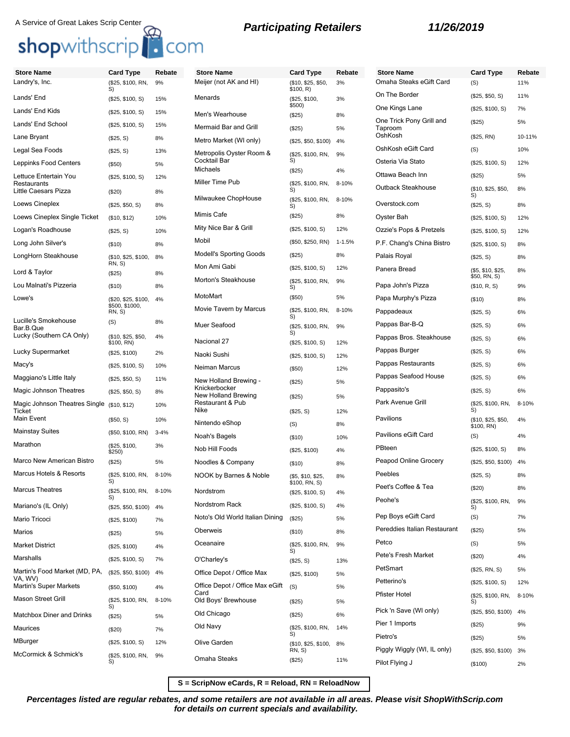A Service of Great Lakes Scrip Center

shopwithscrip.com

**Participating Retailers** **11/26/2019**

| Store Name | Card Type | Rebate |
|---|---|---|
| Landry's, Inc. | ($25, $100, RN, S) | 9% |
| Lands' End | ($25, $100, S) | 15% |
| Lands' End Kids | ($25, $100, S) | 15% |
| Lands' End School | ($25, $100, S) | 15% |
| Lane Bryant | ($25, S) | 8% |
| Legal Sea Foods | ($25, S) | 13% |
| Leppinks Food Centers | ($50) | 5% |
| Lettuce Entertain You Restaurants | ($25, $100, S) | 12% |
| Little Caesars Pizza | ($20) | 8% |
| Loews Cineplex | ($25, $50, S) | 8% |
| Loews Cineplex Single Ticket | ($10, $12) | 10% |
| Logan's Roadhouse | ($25, S) | 10% |
| Long John Silver's | ($10) | 8% |
| LongHorn Steakhouse | ($10, $25, $100, RN, S) | 8% |
| Lord & Taylor | ($25) | 8% |
| Lou Malnati's Pizzeria | ($10) | 8% |
| Lowe's | ($20, $25, $100, $500, $1000, RN, S) | 4% |
| Lucille's Smokehouse Bar.B.Que | (S) | 8% |
| Lucky (Southern CA Only) | ($10, $25, $50, $100, RN) | 4% |
| Lucky Supermarket | ($25, $100) | 2% |
| Macy's | ($25, $100, S) | 10% |
| Maggiano's Little Italy | ($25, $50, S) | 11% |
| Magic Johnson Theatres | ($25, $50, S) | 8% |
| Magic Johnson Theatres Single Ticket | ($10, $12) | 10% |
| Main Event | ($50, S) | 10% |
| Mainstay Suites | ($50, $100, RN) | 3-4% |
| Marathon | ($25, $100, $250) | 3% |
| Marco New American Bistro | ($25) | 5% |
| Marcus Hotels & Resorts | ($25, $100, RN, S) | 8-10% |
| Marcus Theatres | ($25, $100, RN, S) | 8-10% |
| Mariano's (IL Only) | ($25, $50, $100) | 4% |
| Mario Tricoci | ($25, $100) | 7% |
| Marios | ($25) | 5% |
| Market District | ($25, $100) | 4% |
| Marshalls | ($25, $100, S) | 7% |
| Martin's Food Market (MD, PA, VA, WV) | ($25, $50, $100) | 4% |
| Martin's Super Markets | ($50, $100) | 4% |
| Mason Street Grill | ($25, $100, RN, S) | 8-10% |
| Matchbox Diner and Drinks | ($25) | 5% |
| Maurices | ($20) | 7% |
| MBurger | ($25, $100, S) | 12% |
| McCormick & Schmick's | ($25, $100, RN, S) | 9% |
| Meijer (not AK and HI) | ($10, $25, $50, $100, R) | 3% |
| Menards | ($25, $100, $500) | 3% |
| Men's Wearhouse | ($25) | 8% |
| Mermaid Bar and Grill | ($25) | 5% |
| Metro Market (WI only) | ($25, $50, $100) | 4% |
| Metropolis Oyster Room & Cocktail Bar | ($25, $100, RN, S) | 9% |
| Michaels | ($25) | 4% |
| Miller Time Pub | ($25, $100, RN, S) | 8-10% |
| Milwaukee ChopHouse | ($25, $100, RN, S) | 8-10% |
| Mimis Cafe | ($25) | 8% |
| Mity Nice Bar & Grill | ($25, $100, S) | 12% |
| Mobil | ($50, $250, RN) | 1-1.5% |
| Modell's Sporting Goods | ($25) | 8% |
| Mon Ami Gabi | ($25, $100, S) | 12% |
| Morton's Steakhouse | ($25, $100, RN, S) | 9% |
| MotoMart | ($50) | 5% |
| Movie Tavern by Marcus | ($25, $100, RN, S) | 8-10% |
| Muer Seafood | ($25, $100, RN, S) | 9% |
| Nacional 27 | ($25, $100, S) | 12% |
| Naoki Sushi | ($25, $100, S) | 12% |
| Neiman Marcus | ($50) | 12% |
| New Holland Brewing - Knickerbocker | ($25) | 5% |
| New Holland Brewing Restaurant & Pub | ($25) | 5% |
| Nike | ($25, S) | 12% |
| Nintendo eShop | (S) | 8% |
| Noah's Bagels | ($10) | 10% |
| Nob Hill Foods | ($25, $100) | 4% |
| Noodles & Company | ($10) | 8% |
| NOOK by Barnes & Noble | ($5, $10, $25, $100, RN, S) | 8% |
| Nordstrom | ($25, $100, S) | 4% |
| Nordstrom Rack | ($25, $100, S) | 4% |
| Noto's Old World Italian Dining | ($25) | 5% |
| Oberweis | ($10) | 8% |
| Oceanaire | ($25, $100, RN, S) | 9% |
| O'Charley's | ($25, S) | 13% |
| Office Depot / Office Max | ($25, $100) | 5% |
| Office Depot / Office Max eGift Card | (S) | 5% |
| Old Boys' Brewhouse | ($25) | 5% |
| Old Chicago | ($25) | 6% |
| Old Navy | ($25, $100, RN, S) | 14% |
| Olive Garden | ($10, $25, $100, RN, S) | 8% |
| Omaha Steaks | ($25) | 11% |
| Omaha Steaks eGift Card | (S) | 11% |
| On The Border | ($25, $50, S) | 11% |
| One Kings Lane | ($25, $100, S) | 7% |
| One Trick Pony Grill and Taproom | ($25) | 5% |
| OshKosh | ($25, RN) | 10-11% |
| OshKosh eGift Card | (S) | 10% |
| Osteria Via Stato | ($25, $100, S) | 12% |
| Ottawa Beach Inn | ($25) | 5% |
| Outback Steakhouse | ($10, $25, $50, S) | 8% |
| Overstock.com | ($25, S) | 8% |
| Oyster Bah | ($25, $100, S) | 12% |
| Ozzie's Pops & Pretzels | ($25, $100, S) | 12% |
| P.F. Chang's China Bistro | ($25, $100, S) | 8% |
| Palais Royal | ($25, S) | 8% |
| Panera Bread | ($5, $10, $25, $50, RN, S) | 8% |
| Papa John's Pizza | ($10, R, S) | 9% |
| Papa Murphy's Pizza | ($10) | 8% |
| Pappadeaux | ($25, S) | 6% |
| Pappas Bar-B-Q | ($25, S) | 6% |
| Pappas Bros. Steakhouse | ($25, S) | 6% |
| Pappas Burger | ($25, S) | 6% |
| Pappas Restaurants | ($25, S) | 6% |
| Pappas Seafood House | ($25, S) | 6% |
| Pappasito's | ($25, S) | 6% |
| Park Avenue Grill | ($25, $100, RN, S) | 8-10% |
| Pavilions | ($10, $25, $50, $100, RN) | 4% |
| Pavilions eGift Card | (S) | 4% |
| PBteen | ($25, $100, S) | 8% |
| Peapod Online Grocery | ($25, $50, $100) | 4% |
| Peebles | ($25, S) | 8% |
| Peet's Coffee & Tea | ($20) | 8% |
| Peohe's | ($25, $100, RN, S) | 9% |
| Pep Boys eGift Card | (S) | 7% |
| Pereddies Italian Restaurant | ($25) | 5% |
| Petco | (S) | 5% |
| Pete's Fresh Market | ($20) | 4% |
| PetSmart | ($25, RN, S) | 5% |
| Petterino's | ($25, $100, S) | 12% |
| Pfister Hotel | ($25, $100, RN, S) | 8-10% |
| Pick 'n Save (WI only) | ($25, $50, $100) | 4% |
| Pier 1 Imports | ($25) | 9% |
| Pietro's | ($25) | 5% |
| Piggly Wiggly (WI, IL only) | ($25, $50, $100) | 3% |
| Pilot Flying J | ($100) | 2% |

S = ScripNow eCards, R = Reload, RN = ReloadNow

***Percentages listed are regular rebates, and some retailers are not available in all areas. Please visit ShopWithScrip.com for details on current specials and availability.***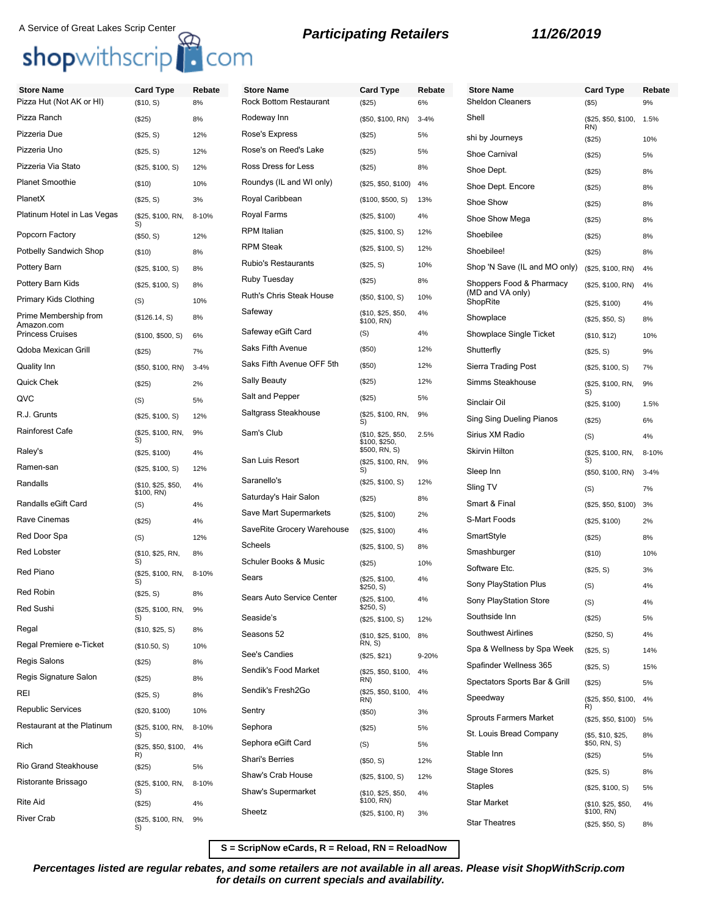A Service of Great Lakes Scrip Center

shopwithscrip.com

**Participating Retailers** **11/26/2019**

| Store Name | Card Type | Rebate |
|---|---|---|
| Pizza Hut (Not AK or HI) | ($10, S) | 8% |
| Pizza Ranch | ($25) | 8% |
| Pizzeria Due | ($25, S) | 12% |
| Pizzeria Uno | ($25, S) | 12% |
| Pizzeria Via Stato | ($25, $100, S) | 12% |
| Planet Smoothie | ($10) | 10% |
| PlanetX | ($25, S) | 3% |
| Platinum Hotel in Las Vegas | ($25, $100, RN, S) | 8-10% |
| Popcorn Factory | ($50, S) | 12% |
| Potbelly Sandwich Shop | ($10) | 8% |
| Pottery Barn | ($25, $100, S) | 8% |
| Pottery Barn Kids | ($25, $100, S) | 8% |
| Primary Kids Clothing | (S) | 10% |
| Prime Membership from Amazon.com | ($126.14, S) | 8% |
| Princess Cruises | ($100, $500, S) | 6% |
| Qdoba Mexican Grill | ($25) | 7% |
| Quality Inn | ($50, $100, RN) | 3-4% |
| Quick Chek | ($25) | 2% |
| QVC | (S) | 5% |
| R.J. Grunts | ($25, $100, S) | 12% |
| Rainforest Cafe | ($25, $100, RN, S) | 9% |
| Raley's | ($25, $100) | 4% |
| Ramen-san | ($25, $100, S) | 12% |
| Randalls | ($10, $25, $50, $100, RN) | 4% |
| Randalls eGift Card | (S) | 4% |
| Rave Cinemas | ($25) | 4% |
| Red Door Spa | (S) | 12% |
| Red Lobster | ($10, $25, RN, S) | 8% |
| Red Piano | ($25, $100, RN, S) | 8-10% |
| Red Robin | ($25, S) | 8% |
| Red Sushi | ($25, $100, RN, S) | 9% |
| Regal | ($10, $25, S) | 8% |
| Regal Premiere e-Ticket | ($10.50, S) | 10% |
| Regis Salons | ($25) | 8% |
| Regis Signature Salon | ($25) | 8% |
| REI | ($25, S) | 8% |
| Republic Services | ($20, $100) | 10% |
| Restaurant at the Platinum | ($25, $100, RN, S) | 8-10% |
| Rich | ($25, $50, $100, R) | 4% |
| Rio Grand Steakhouse | ($25) | 5% |
| Ristorante Brissago | ($25, $100, RN, S) | 8-10% |
| Rite Aid | ($25) | 4% |
| River Crab | ($25, $100, RN, S) | 9% |
| Rock Bottom Restaurant | ($25) | 6% |
| Rodeway Inn | ($50, $100, RN) | 3-4% |
| Rose's Express | ($25) | 5% |
| Rose's on Reed's Lake | ($25) | 5% |
| Ross Dress for Less | ($25) | 8% |
| Roundys (IL and WI only) | ($25, $50, $100) | 4% |
| Royal Caribbean | ($100, $500, S) | 13% |
| Royal Farms | ($25, $100) | 4% |
| RPM Italian | ($25, $100, S) | 12% |
| RPM Steak | ($25, $100, S) | 12% |
| Rubio's Restaurants | ($25, S) | 10% |
| Ruby Tuesday | ($25) | 8% |
| Ruth's Chris Steak House | ($50, $100, S) | 10% |
| Safeway | ($10, $25, $50, $100, RN) | 4% |
| Safeway eGift Card | (S) | 4% |
| Saks Fifth Avenue | ($50) | 12% |
| Saks Fifth Avenue OFF 5th | ($50) | 12% |
| Sally Beauty | ($25) | 12% |
| Salt and Pepper | ($25) | 5% |
| Saltgrass Steakhouse | ($25, $100, RN, S) | 9% |
| Sam's Club | ($10, $25, $50, $100, $250, $500, RN, S) | 2.5% |
| San Luis Resort | ($25, $100, RN, S) | 9% |
| Saranello's | ($25, $100, S) | 12% |
| Saturday's Hair Salon | ($25) | 8% |
| Save Mart Supermarkets | ($25, $100) | 2% |
| SaveRite Grocery Warehouse | ($25, $100) | 4% |
| Scheels | ($25, $100, S) | 8% |
| Schuler Books & Music | ($25) | 10% |
| Sears | ($25, $100, $250, S) | 4% |
| Sears Auto Service Center | ($25, $100, $250, S) | 4% |
| Seaside's | ($25, $100, S) | 12% |
| Seasons 52 | ($10, $25, $100, RN, S) | 8% |
| See's Candies | ($25, $21) | 9-20% |
| Sendik's Food Market | ($25, $50, $100, RN) | 4% |
| Sendik's Fresh2Go | ($25, $50, $100, RN) | 4% |
| Sentry | ($50) | 3% |
| Sephora | ($25) | 5% |
| Sephora eGift Card | (S) | 5% |
| Shari's Berries | ($50, S) | 12% |
| Shaw's Crab House | ($25, $100, S) | 12% |
| Shaw's Supermarket | ($10, $25, $50, $100, RN) | 4% |
| Sheetz | ($25, $100, R) | 3% |
| Sheldon Cleaners | ($5) | 9% |
| Shell | ($25, $50, $100, RN) | 1.5% |
| shi by Journeys | ($25) | 10% |
| Shoe Carnival | ($25) | 5% |
| Shoe Dept. | ($25) | 8% |
| Shoe Dept. Encore | ($25) | 8% |
| Shoe Show | ($25) | 8% |
| Shoe Show Mega | ($25) | 8% |
| Shoebilee | ($25) | 8% |
| Shoebilee! | ($25) | 8% |
| Shop 'N Save (IL and MO only) | ($25, $100, RN) | 4% |
| Shoppers Food & Pharmacy (MD and VA only) | ($25, $100, RN) | 4% |
| ShopRite | ($25, $100) | 4% |
| Showplace | ($25, $50, S) | 8% |
| Showplace Single Ticket | ($10, $12) | 10% |
| Shutterfly | ($25, S) | 9% |
| Sierra Trading Post | ($25, $100, S) | 7% |
| Simms Steakhouse | ($25, $100, RN, S) | 9% |
| Sinclair Oil | ($25, $100) | 1.5% |
| Sing Sing Dueling Pianos | ($25) | 6% |
| Sirius XM Radio | (S) | 4% |
| Skirvin Hilton | ($25, $100, RN, S) | 8-10% |
| Sleep Inn | ($50, $100, RN) | 3-4% |
| Sling TV | (S) | 7% |
| Smart & Final | ($25, $50, $100) | 3% |
| S-Mart Foods | ($25, $100) | 2% |
| SmartStyle | ($25) | 8% |
| Smashburger | ($10) | 10% |
| Software Etc. | ($25, S) | 3% |
| Sony PlayStation Plus | (S) | 4% |
| Sony PlayStation Store | (S) | 4% |
| Southside Inn | ($25) | 5% |
| Southwest Airlines | ($250, S) | 4% |
| Spa & Wellness by Spa Week | ($25, S) | 14% |
| Spafinder Wellness 365 | ($25, S) | 15% |
| Spectators Sports Bar & Grill | ($25) | 5% |
| Speedway | ($25, $50, $100, R) | 4% |
| Sprouts Farmers Market | ($25, $50, $100) | 5% |
| St. Louis Bread Company | ($5, $10, $25, $50, RN, S) | 8% |
| Stable Inn | ($25) | 5% |
| Stage Stores | ($25, S) | 8% |
| Staples | ($25, $100, S) | 5% |
| Star Market | ($10, $25, $50, $100, RN) | 4% |
| Star Theatres | ($25, $50, S) | 8% |

**S = ScripNow eCards, R = Reload, RN = ReloadNow**

***Percentages listed are regular rebates, and some retailers are not available in all areas. Please visit ShopWithScrip.com for details on current specials and availability.***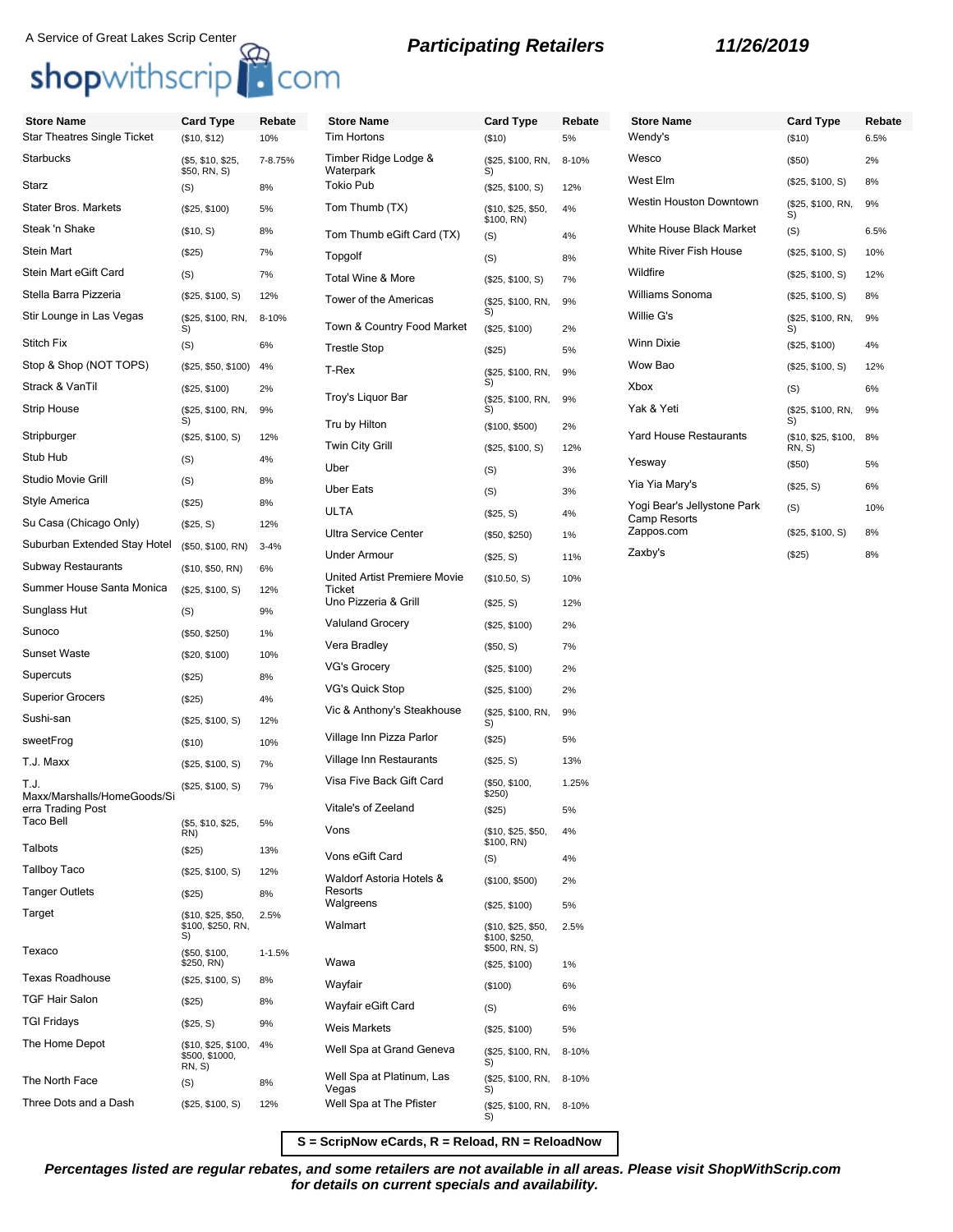A Service of Great Lakes Scrip Center

shopwithscrip.com

## Participating Retailers

**11/26/2019**

| Store Name | Card Type | Rebate |
|---|---|---|
| Star Theatres Single Ticket | ($10, $12) | 10% |
| Starbucks | ($5, $10, $25, $50, RN, S) | 7-8.75% |
| Starz | (S) | 8% |
| Stater Bros. Markets | ($25, $100) | 5% |
| Steak 'n Shake | ($10, S) | 8% |
| Stein Mart | ($25) | 7% |
| Stein Mart eGift Card | (S) | 7% |
| Stella Barra Pizzeria | ($25, $100, S) | 12% |
| Stir Lounge in Las Vegas | ($25, $100, RN, S) | 8-10% |
| Stitch Fix | (S) | 6% |
| Stop & Shop (NOT TOPS) | ($25, $50, $100) | 4% |
| Strack & VanTil | ($25, $100) | 2% |
| Strip House | ($25, $100, RN, S) | 9% |
| Stripburger | ($25, $100, S) | 12% |
| Stub Hub | (S) | 4% |
| Studio Movie Grill | (S) | 8% |
| Style America | ($25) | 8% |
| Su Casa (Chicago Only) | ($25, S) | 12% |
| Suburban Extended Stay Hotel | ($50, $100, RN) | 3-4% |
| Subway Restaurants | ($10, $50, RN) | 6% |
| Summer House Santa Monica | ($25, $100, S) | 12% |
| Sunglass Hut | (S) | 9% |
| Sunoco | ($50, $250) | 1% |
| Sunset Waste | ($20, $100) | 10% |
| Supercuts | ($25) | 8% |
| Superior Grocers | ($25) | 4% |
| Sushi-san | ($25, $100, S) | 12% |
| sweetFrog | ($10) | 10% |
| T.J. Maxx | ($25, $100, S) | 7% |
| T.J. Maxx/Marshalls/HomeGoods/Sierra Trading Post | ($25, $100, S) | 7% |
| Taco Bell | ($5, $10, $25, RN) | 5% |
| Talbots | ($25) | 13% |
| Tallboy Taco | ($25, $100, S) | 12% |
| Tanger Outlets | ($25) | 8% |
| Target | ($10, $25, $50, $100, $250, RN, S) | 2.5% |
| Texaco | ($50, $100, $250, RN) | 1-1.5% |
| Texas Roadhouse | ($25, $100, S) | 8% |
| TGF Hair Salon | ($25) | 8% |
| TGI Fridays | ($25, S) | 9% |
| The Home Depot | ($10, $25, $100, $500, $1000, RN, S) | 4% |
| The North Face | (S) | 8% |
| Three Dots and a Dash | ($25, $100, S) | 12% |
| Tim Hortons | ($10) | 5% |
| Timber Ridge Lodge & Waterpark | ($25, $100, RN, S) | 8-10% |
| Tokio Pub | ($25, $100, S) | 12% |
| Tom Thumb (TX) | ($10, $25, $50, $100, RN) | 4% |
| Tom Thumb eGift Card (TX) | (S) | 4% |
| Topgolf | (S) | 8% |
| Total Wine & More | ($25, $100, S) | 7% |
| Tower of the Americas | ($25, $100, RN, S) | 9% |
| Town & Country Food Market | ($25, $100) | 2% |
| Trestle Stop | ($25) | 5% |
| T-Rex | ($25, $100, RN, S) | 9% |
| Troy's Liquor Bar | ($25, $100, RN, S) | 9% |
| Tru by Hilton | ($100, $500) | 2% |
| Twin City Grill | ($25, $100, S) | 12% |
| Uber | (S) | 3% |
| Uber Eats | (S) | 3% |
| ULTA | ($25, S) | 4% |
| Ultra Service Center | ($50, $250) | 1% |
| Under Armour | ($25, S) | 11% |
| United Artist Premiere Movie Ticket | ($10.50, S) | 10% |
| Uno Pizzeria & Grill | ($25, S) | 12% |
| Valuland Grocery | ($25, $100) | 2% |
| Vera Bradley | ($50, S) | 7% |
| VG's Grocery | ($25, $100) | 2% |
| VG's Quick Stop | ($25, $100) | 2% |
| Vic & Anthony's Steakhouse | ($25, $100, RN, S) | 9% |
| Village Inn Pizza Parlor | ($25) | 5% |
| Village Inn Restaurants | ($25, S) | 13% |
| Visa Five Back Gift Card | ($50, $100, $250) | 1.25% |
| Vitale's of Zeeland | ($25) | 5% |
| Vons | ($10, $25, $50, $100, RN) | 4% |
| Vons eGift Card | (S) | 4% |
| Waldorf Astoria Hotels & Resorts | ($100, $500) | 2% |
| Walgreens | ($25, $100) | 5% |
| Walmart | ($10, $25, $50, $100, $250, $500, RN, S) | 2.5% |
| Wawa | ($25, $100) | 1% |
| Wayfair | ($100) | 6% |
| Wayfair eGift Card | (S) | 6% |
| Weis Markets | ($25, $100) | 5% |
| Well Spa at Grand Geneva | ($25, $100, RN, S) | 8-10% |
| Well Spa at Platinum, Las Vegas | ($25, $100, RN, S) | 8-10% |
| Well Spa at The Pfister | ($25, $100, RN, S) | 8-10% |
| Wendy's | ($10) | 6.5% |
| Wesco | ($50) | 2% |
| West Elm | ($25, $100, S) | 8% |
| Westin Houston Downtown | ($25, $100, RN, S) | 9% |
| White House Black Market | (S) | 6.5% |
| White River Fish House | ($25, $100, S) | 10% |
| Wildfire | ($25, $100, S) | 12% |
| Williams Sonoma | ($25, $100, S) | 8% |
| Willie G's | ($25, $100, RN, S) | 9% |
| Winn Dixie | ($25, $100) | 4% |
| Wow Bao | ($25, $100, S) | 12% |
| Xbox | (S) | 6% |
| Yak & Yeti | ($25, $100, RN, S) | 9% |
| Yard House Restaurants | ($10, $25, $100, RN, S) | 8% |
| Yesway | ($50) | 5% |
| Yia Yia Mary's | ($25, S) | 6% |
| Yogi Bear's Jellystone Park Camp Resorts | (S) | 10% |
| Zappos.com | ($25, $100, S) | 8% |
| Zaxby's | ($25) | 8% |

**S = ScripNow eCards, R = Reload, RN = ReloadNow**

***Percentages listed are regular rebates, and some retailers are not available in all areas. Please visit ShopWithScrip.com for details on current specials and availability.***